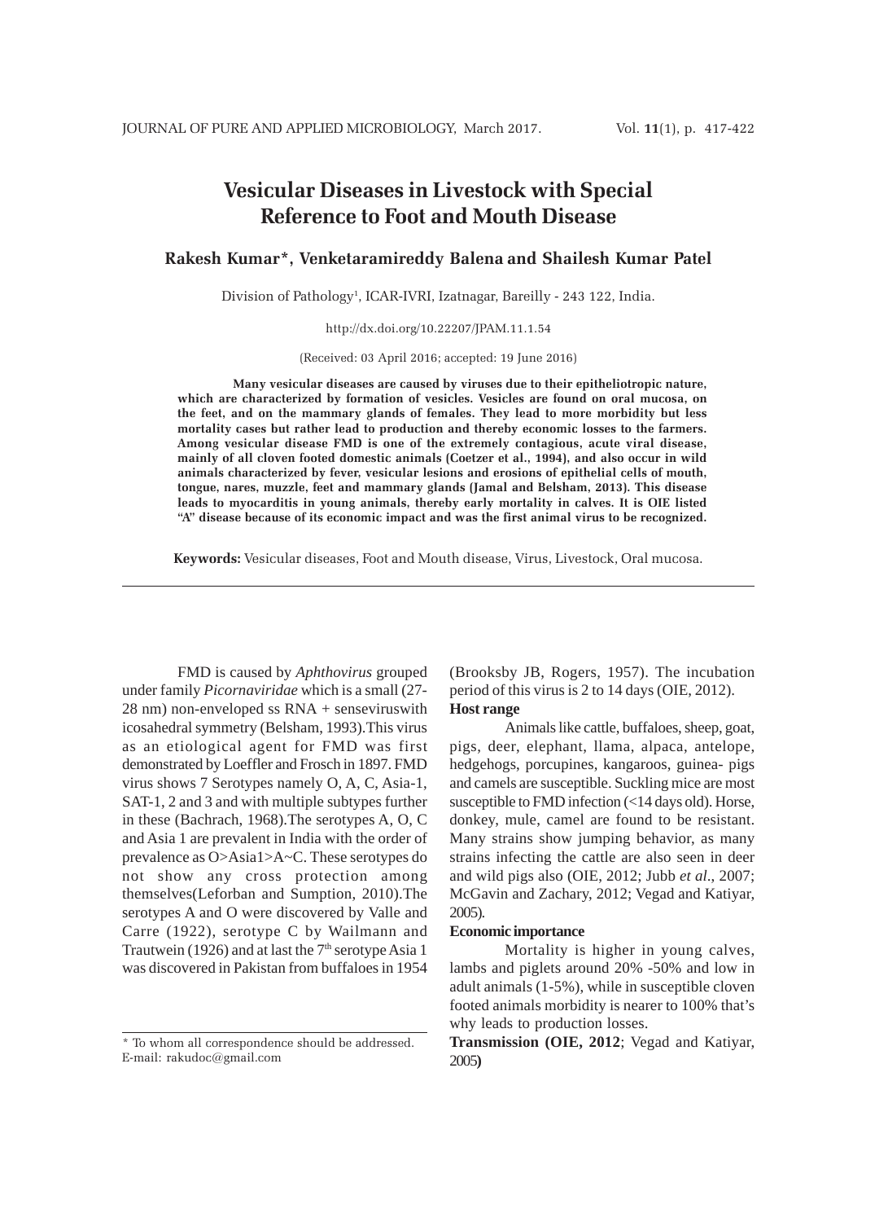# Vesicular Diseases in Livestock with Special Reference to Foot and Mouth Disease

**Rakesh Kumar*, Venketaramireddy Balena and Shailesh Kumar Patel**

Division of Pathology[1], ICAR-IVRI, Izatnagar, Bareilly - 243 122, India.

http://dx.doi.org/10.22207/JPAM.11.1.54

(Received: 03 April 2016; accepted: 19 June 2016)

**Many vesicular diseases are caused by viruses due to their epitheliotropic nature, which are characterized by formation of vesicles. Vesicles are found on oral mucosa, on the feet, and on the mammary glands of females. They lead to more morbidity but less mortality cases but rather lead to production and thereby economic losses to the farmers. Among vesicular disease FMD is one of the extremely contagious, acute viral disease, mainly of all cloven footed domestic animals (Coetzer et al., 1994), and also occur in wild animals characterized by fever, vesicular lesions and erosions of epithelial cells of mouth, tongue, nares, muzzle, feet and mammary glands (Jamal and Belsham, 2013). This disease leads to myocarditis in young animals, thereby early mortality in calves. It is OIE listed "A" disease because of its economic impact and was the first animal virus to be recognized.**

**Keywords:** Vesicular diseases, Foot and Mouth disease, Virus, Livestock, Oral mucosa.

---

FMD is caused by *Aphthovirus* grouped under family *Picornaviridae* which is a small (27-28 nm) non-enveloped ss RNA + sensviruswith icosahedral symmetry (Belsham, 1993).This virus as an etiological agent for FMD was first demonstrated by Loeffler and Frosch in 1897. FMD virus shows 7 Serotypes namely O, A, C, Asia-1, SAT-1, 2 and 3 and with multiple subtypes further in these (Bachrach, 1968).The serotypes A, O, C and Asia 1 are prevalent in India with the order of prevalence as O>Asia1>A~C. These serotypes do not show any cross protection among themselves(Leforban and Sumption, 2010).The serotypes A and O were discovered by Valle and Carre (1922), serotype C by Wailmann and Trautwein (1926) and at last the 7th serotype Asia 1 was discovered in Pakistan from buffaloes in 1954 (Brooksby JB, Rogers, 1957). The incubation period of this virus is 2 to 14 days (OIE, 2012).

**Host range**

Animals like cattle, buffaloes, sheep, goat, pigs, deer, elephant, llama, alpaca, antelope, hedgehogs, porcupines, kangaroos, guinea- pigs and camels are susceptible. Suckling mice are most susceptible to FMD infection (<14 days old). Horse, donkey, mule, camel are found to be resistant. Many strains show jumping behavior, as many strains infecting the cattle are also seen in deer and wild pigs also (OIE, 2012; Jubb *et al*., 2007; McGavin and Zachary, 2012; Vegad and Katiyar, 2005).

**Economic importance**

Mortality is higher in young calves, lambs and piglets around 20% -50% and low in adult animals (1-5%), while in susceptible cloven footed animals morbidity is nearer to 100% that's why leads to production losses.

**Transmission (OIE, 2012**; Vegad and Katiyar, 2005**)**

---

* To whom all correspondence should be addressed.
E-mail: rakudoc@gmail.com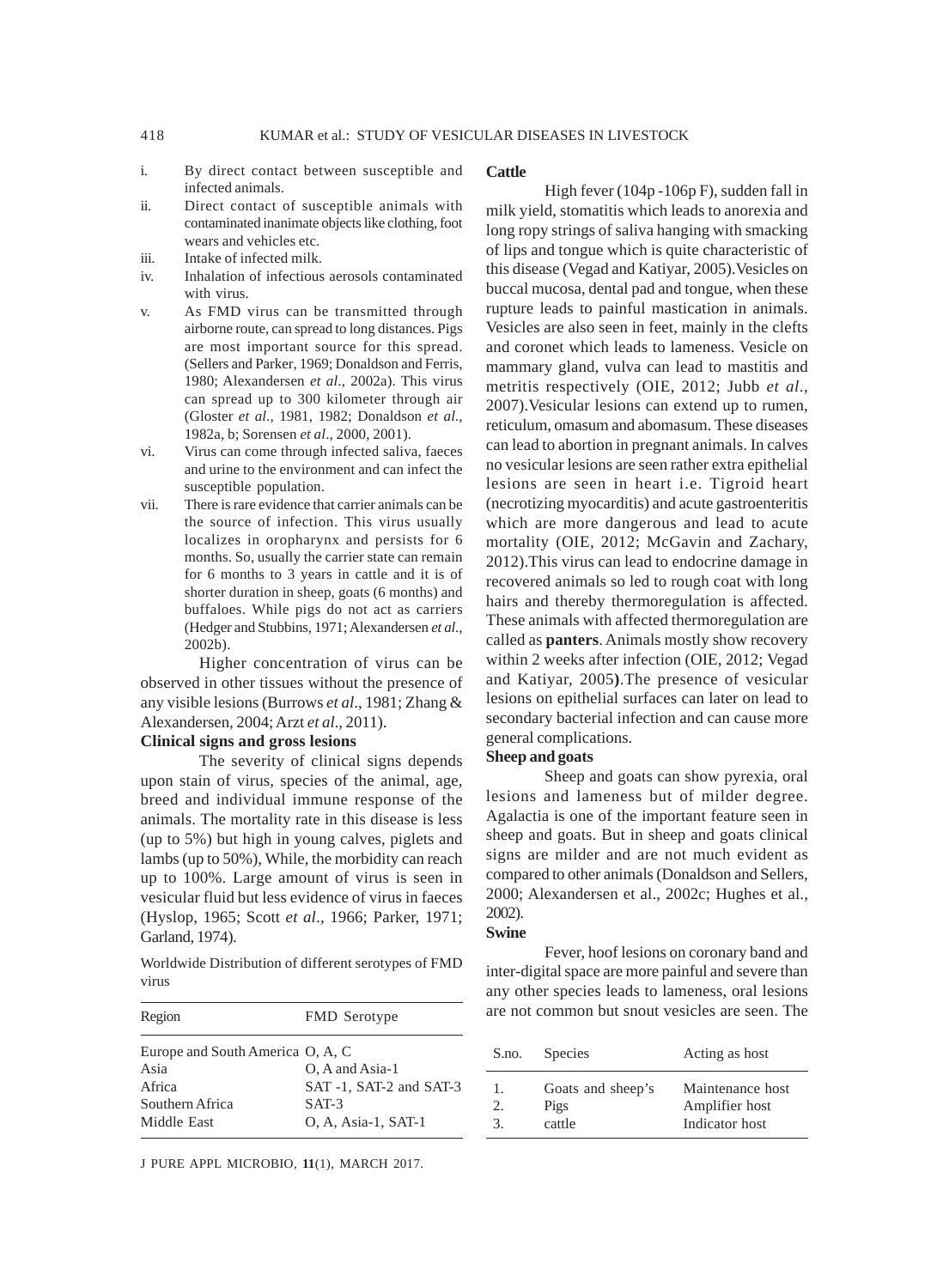i. By direct contact between susceptible and infected animals.
ii. Direct contact of susceptible animals with contaminated inanimate objects like clothing, foot wears and vehicles etc.
iii. Intake of infected milk.
iv. Inhalation of infectious aerosols contaminated with virus.
v. As FMD virus can be transmitted through airborne route, can spread to long distances. Pigs are most important source for this spread. (Sellers and Parker, 1969; Donaldson and Ferris, 1980; Alexandersen *et al.*, 2002a). This virus can spread up to 300 kilometer through air (Gloster *et al.*, 1981, 1982; Donaldson *et al.*, 1982a, b; Sorensen *et al*., 2000, 2001).
vi. Virus can come through infected saliva, faeces and urine to the environment and can infect the susceptible population.
vii. There is rare evidence that carrier animals can be the source of infection. This virus usually localizes in oropharynx and persists for 6 months. So, usually the carrier state can remain for 6 months to 3 years in cattle and it is of shorter duration in sheep, goats (6 months) and buffaloes. While pigs do not act as carriers (Hedger and Stubbins, 1971; Alexandersen *et al.*, 2002b).

Higher concentration of virus can be observed in other tissues without the presence of any visible lesions (Burrows *et al*., 1981; Zhang & Alexandersen, 2004; Arzt *et al*., 2011).

### Clinical signs and gross lesions

The severity of clinical signs depends upon stain of virus, species of the animal, age, breed and individual immune response of the animals. The mortality rate in this disease is less (up to 5%) but high in young calves, piglets and lambs (up to 50%), While, the morbidity can reach up to 100%. Large amount of virus is seen in vesicular fluid but less evidence of virus in faeces (Hyslop, 1965; Scott *et al*., 1966; Parker, 1971; Garland, 1974).

Worldwide Distribution of different serotypes of FMD virus

| Region | FMD Serotype |
|---|---|
| Europe and South America | O, A, C |
| Asia | O, A and Asia-1 |
| Africa | SAT -1, SAT-2 and SAT-3 |
| Southern Africa | SAT-3 |
| Middle East | O, A, Asia-1, SAT-1 |

#### Cattle

High fever (104p -106p F), sudden fall in milk yield, stomatitis which leads to anorexia and long ropy strings of saliva hanging with smacking of lips and tongue which is quite characteristic of this disease (Vegad and Katiyar, 2005).Vesicles on buccal mucosa, dental pad and tongue, when these rupture leads to painful mastication in animals. Vesicles are also seen in feet, mainly in the clefts and coronet which leads to lameness. Vesicle on mammary gland, vulva can lead to mastitis and metritis respectively (OIE, 2012; Jubb *et al*., 2007).Vesicular lesions can extend up to rumen, reticulum, omasum and abomasum. These diseases can lead to abortion in pregnant animals. In calves no vesicular lesions are seen rather extra epithelial lesions are seen in heart i.e. Tigroid heart (necrotizing myocarditis) and acute gastroenteritis which are more dangerous and lead to acute mortality (OIE, 2012; McGavin and Zachary, 2012).This virus can lead to endocrine damage in recovered animals so led to rough coat with long hairs and thereby thermoregulation is affected. These animals with affected thermoregulation are called as **panters**. Animals mostly show recovery within 2 weeks after infection (OIE, 2012; Vegad and Katiyar, 2005**)**.The presence of vesicular lesions on epithelial surfaces can later on lead to secondary bacterial infection and can cause more general complications.

#### Sheep and goats

Sheep and goats can show pyrexia, oral lesions and lameness but of milder degree. Agalactia is one of the important feature seen in sheep and goats. But in sheep and goats clinical signs are milder and are not much evident as compared to other animals (Donaldson and Sellers, 2000; Alexandersen et al., 2002c; Hughes et al., 2002).

#### Swine

Fever, hoof lesions on coronary band and inter-digital space are more painful and severe than any other species leads to lameness, oral lesions are not common but snout vesicles are seen. The

| S.no. | Species | Acting as host |
|---|---|---|
| 1. | Goats and sheep's | Maintenance host |
| 2. | Pigs | Amplifier host |
| 3. | cattle | Indicator host |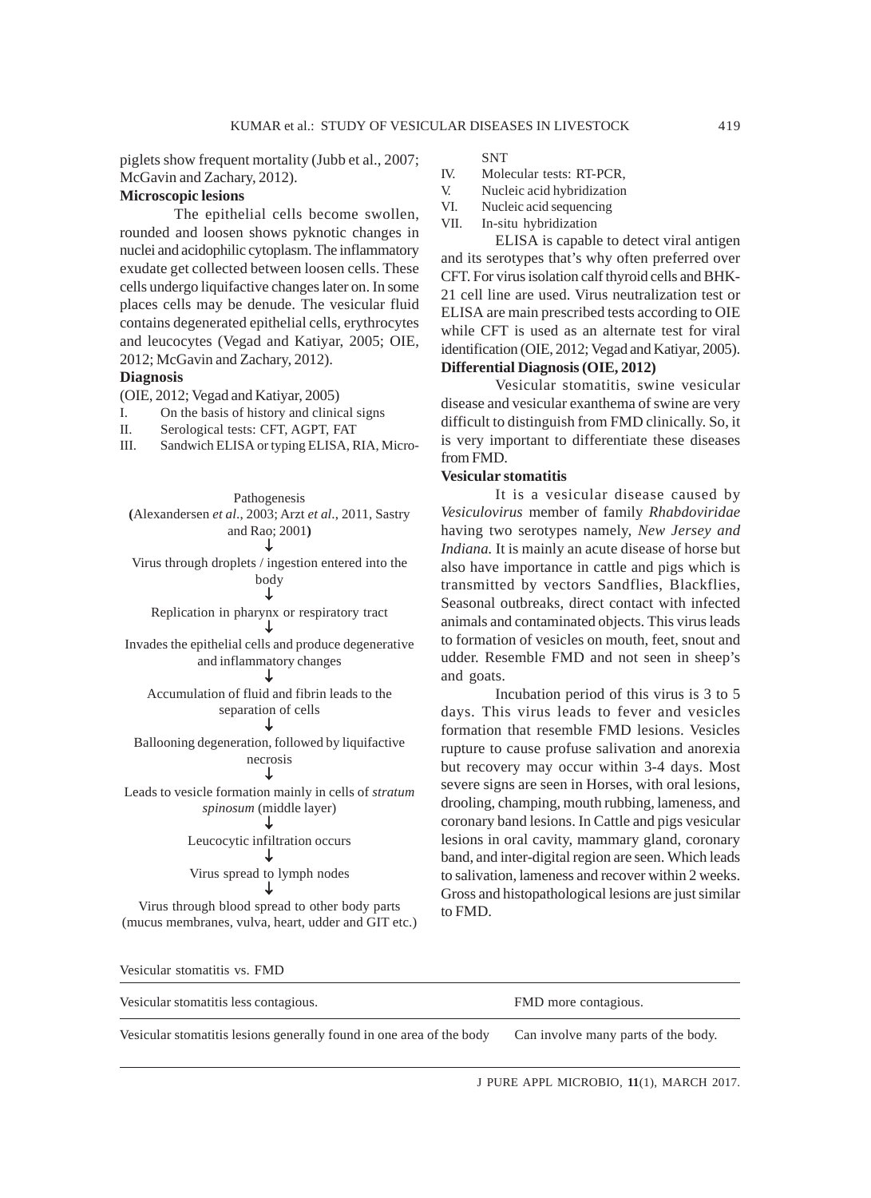piglets show frequent mortality (Jubb et al., 2007; McGavin and Zachary, 2012).

**Microscopic lesions**

The epithelial cells become swollen, rounded and loosen shows pyknotic changes in nuclei and acidophilic cytoplasm. The inflammatory exudate get collected between loosen cells. These cells undergo liquifactive changes later on. In some places cells may be denude. The vesicular fluid contains degenerated epithelial cells, erythrocytes and leucocytes (Vegad and Katiyar, 2005; OIE, 2012; McGavin and Zachary, 2012).

**Diagnosis**

(OIE, 2012; Vegad and Katiyar, 2005)

I. On the basis of history and clinical signs
II. Serological tests: CFT, AGPT, FAT
III. Sandwich ELISA or typing ELISA, RIA, Micro-SNT
IV. Molecular tests: RT-PCR,
V. Nucleic acid hybridization
VI. Nucleic acid sequencing
VII. In-situ hybridization

Pathogenesis
**(**Alexandersen *et al*., 2003; Arzt *et al*., 2011, Sastry and Rao; 2001**)**

↓

Virus through droplets / ingestion entered into the body

↓

Replication in pharynx or respiratory tract

↓

Invades the epithelial cells and produce degenerative and inflammatory changes

↓

Accumulation of fluid and fibrin leads to the separation of cells

↓

Ballooning degeneration, followed by liquifactive necrosis

↓

Leads to vesicle formation mainly in cells of *stratum spinosum* (middle layer)

↓

Leucocytic infiltration occurs

↓

Virus spread to lymph nodes

↓

Virus through blood spread to other body parts (mucus membranes, vulva, heart, udder and GIT etc.)

ELISA is capable to detect viral antigen and its serotypes that's why often preferred over CFT. For virus isolation calf thyroid cells and BHK-21 cell line are used. Virus neutralization test or ELISA are main prescribed tests according to OIE while CFT is used as an alternate test for viral identification (OIE, 2012; Vegad and Katiyar, 2005).

**Differential Diagnosis (OIE, 2012)**

Vesicular stomatitis, swine vesicular disease and vesicular exanthema of swine are very difficult to distinguish from FMD clinically. So, it is very important to differentiate these diseases from FMD.

**Vesicular stomatitis**

It is a vesicular disease caused by *Vesiculovirus* member of family *Rhabdoviridae* having two serotypes namely, *New Jersey and Indiana.* It is mainly an acute disease of horse but also have importance in cattle and pigs which is transmitted by vectors Sandflies, Blackflies, Seasonal outbreaks, direct contact with infected animals and contaminated objects. This virus leads to formation of vesicles on mouth, feet, snout and udder. Resemble FMD and not seen in sheep's and goats.

Incubation period of this virus is 3 to 5 days. This virus leads to fever and vesicles formation that resemble FMD lesions. Vesicles rupture to cause profuse salivation and anorexia but recovery may occur within 3-4 days. Most severe signs are seen in Horses, with oral lesions, drooling, champing, mouth rubbing, lameness, and coronary band lesions. In Cattle and pigs vesicular lesions in oral cavity, mammary gland, coronary band, and inter-digital region are seen. Which leads to salivation, lameness and recover within 2 weeks. Gross and histopathological lesions are just similar to FMD.

Vesicular stomatitis vs. FMD

| Vesicular stomatitis less contagious. | FMD more contagious. |
|---|---|
| Vesicular stomatitis lesions generally found in one area of the body | Can involve many parts of the body. |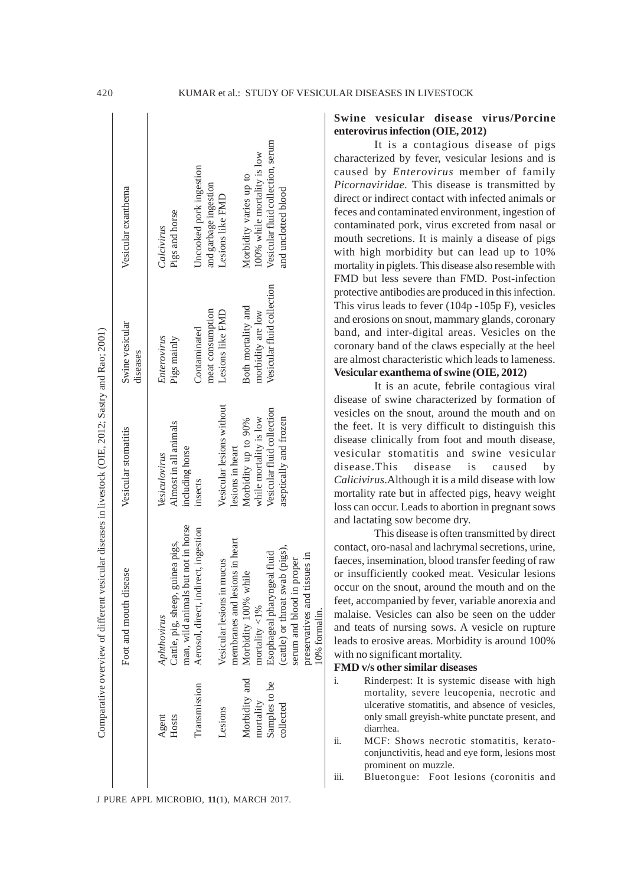Comparative overview of different vesicular diseases in livestock (OIE, 2012; Sastry and Rao; 2001)

| | Foot and mouth disease | Vesicular stomatitis | Swine vesicular diseases | Vesicular exanthema |
|---|---|---|---|---|
| Agent | *Aphthovirus* | *Vesiculovirus* | *Enterovirus* | *Calcivirus* |
| Hosts | Cattle, pig, sheep, guinea pigs, man, wild animals but not in horse | Almost in all animals including horse | Pigs mainly | Pigs and horse |
| Transmission | Aerosol, direct, indirect, ingestion | insects | Contaminated meat consumption | Uncooked pork ingestion and garbage ingestion |
| Lesions | Vesicular lesions in mucus membranes and lesions in heart | Vesicular lesions without lesions in heart | Lesions like FMD | Lesions like FMD |
| Morbidity and mortality | Morbidity 100% while mortality <1% | Morbidity up to 90% while mortality is low | Both mortality and morbidity are low | Morbidity varies up to 100% while mortality is low |
| Samples to be collected | Esophageal pharyngeal fluid (cattle) or throat swab (pigs), serum and blood in proper preservatives and tissues in 10% formalin. | Vesicular fluid collection aseptically and frozen | Vesicular fluid collection | Vesicular fluid collection, serum and unclotted blood |

**Swine vesicular disease virus/Porcine enterovirus infection (OIE, 2012)**

It is a contagious disease of pigs characterized by fever, vesicular lesions and is caused by *Enterovirus* member of family *Picornaviridae*. This disease is transmitted by direct or indirect contact with infected animals or feces and contaminated environment, ingestion of contaminated pork, virus excreted from nasal or mouth secretions. It is mainly a disease of pigs with high morbidity but can lead up to 10% mortality in piglets. This disease also resemble with FMD but less severe than FMD. Post-infection protective antibodies are produced in this infection. This virus leads to fever (104p -105p F), vesicles and erosions on snout, mammary glands, coronary band, and inter-digital areas. Vesicles on the coronary band of the claws especially at the heel are almost characteristic which leads to lameness.

**Vesicular exanthema of swine (OIE, 2012)**

It is an acute, febrile contagious viral disease of swine characterized by formation of vesicles on the snout, around the mouth and on the feet. It is very difficult to distinguish this disease clinically from foot and mouth disease, vesicular stomatitis and swine vesicular disease.This disease is caused by *Calicivirus*.Although it is a mild disease with low mortality rate but in affected pigs, heavy weight loss can occur. Leads to abortion in pregnant sows and lactating sow become dry.

This disease is often transmitted by direct contact, oro-nasal and lachrymal secretions, urine, faeces, insemination, blood transfer feeding of raw or insufficiently cooked meat. Vesicular lesions occur on the snout, around the mouth and on the feet, accompanied by fever, variable anorexia and malaise. Vesicles can also be seen on the udder and teats of nursing sows. A vesicle on rupture leads to erosive areas. Morbidity is around 100% with no significant mortality.

**FMD v/s other similar diseases**

i. Rinderpest: It is systemic disease with high mortality, severe leucopenia, necrotic and ulcerative stomatitis, and absence of vesicles, only small greyish-white punctate present, and diarrhea.

ii. MCF: Shows necrotic stomatitis, kerato-conjunctivitis, head and eye form, lesions most prominent on muzzle.

iii. Bluetongue: Foot lesions (coronitis and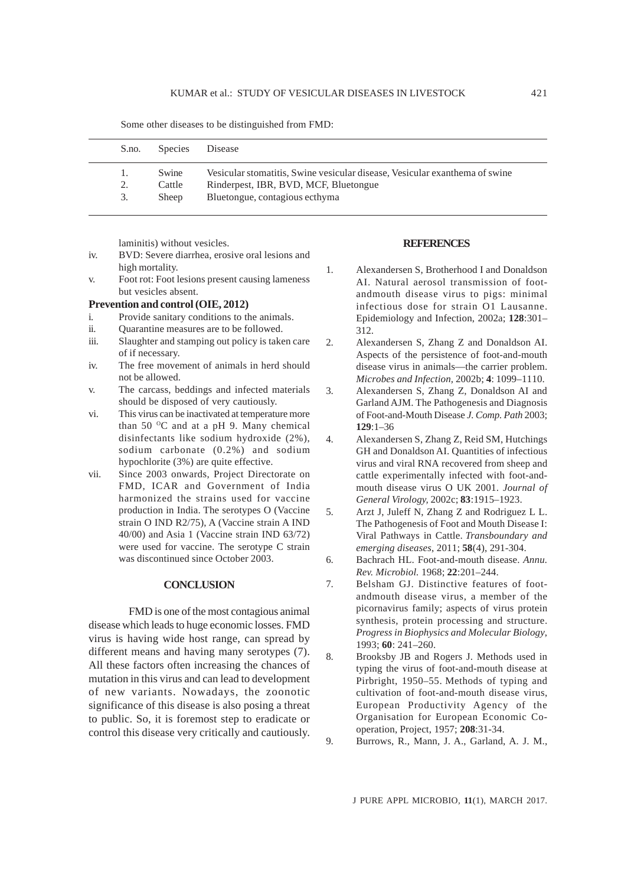Some other diseases to be distinguished from FMD:

| S.no. | Species | Disease |
|---|---|---|
| 1. | Swine | Vesicular stomatitis, Swine vesicular disease, Vesicular exanthema of swine |
| 2. | Cattle | Rinderpest, IBR, BVD, MCF, Bluetongue |
| 3. | Sheep | Bluetongue, contagious ecthyma |

laminitis) without vesicles.

iv. BVD: Severe diarrhea, erosive oral lesions and high mortality.

v. Foot rot: Foot lesions present causing lameness but vesicles absent.

**Prevention and control (OIE, 2012)**

i. Provide sanitary conditions to the animals.

ii. Quarantine measures are to be followed.

iii. Slaughter and stamping out policy is taken care of if necessary.

iv. The free movement of animals in herd should not be allowed.

v. The carcass, beddings and infected materials should be disposed of very cautiously.

vi. This virus can be inactivated at temperature more than 50 $^{O}$C and at a pH 9. Many chemical disinfectants like sodium hydroxide (2%), sodium carbonate (0.2%) and sodium hypochlorite (3%) are quite effective.

vii. Since 2003 onwards, Project Directorate on FMD, ICAR and Government of India harmonized the strains used for vaccine production in India. The serotypes O (Vaccine strain O IND R2/75), A (Vaccine strain A IND 40/00) and Asia 1 (Vaccine strain IND 63/72) were used for vaccine. The serotype C strain was discontinued since October 2003.

## CONCLUSION

FMD is one of the most contagious animal disease which leads to huge economic losses. FMD virus is having wide host range, can spread by different means and having many serotypes (7). All these factors often increasing the chances of mutation in this virus and can lead to development of new variants. Nowadays, the zoonotic significance of this disease is also posing a threat to public. So, it is foremost step to eradicate or control this disease very critically and cautiously.

## REFERENCES

1. Alexandersen S, Brotherhood I and Donaldson AI. Natural aerosol transmission of footandmouth disease virus to pigs: minimal infectious dose for strain O1 Lausanne. Epidemiology and Infection, 2002a; **128**:301–312.
2. Alexandersen S, Zhang Z and Donaldson AI. Aspects of the persistence of foot-and-mouth disease virus in animals—the carrier problem. *Microbes and Infection,* 2002b; **4**: 1099–1110.
3. Alexandersen S, Zhang Z, Donaldson AI and Garland AJM. The Pathogenesis and Diagnosis of Foot-and-Mouth Disease *J. Comp. Path* 2003; **129**:1–36
4. Alexandersen S, Zhang Z, Reid SM, Hutchings GH and Donaldson AI. Quantities of infectious virus and viral RNA recovered from sheep and cattle experimentally infected with foot-and-mouth disease virus O UK 2001. *Journal of General Virology,* 2002c; **83**:1915–1923.
5. Arzt J, Juleff N, Zhang Z and Rodriguez L L. The Pathogenesis of Foot and Mouth Disease I: Viral Pathways in Cattle. *Transboundary and emerging diseases*, 2011; **58**(4), 291-304.
6. Bachrach HL. Foot-and-mouth disease. *Annu. Rev. Microbiol.* 1968; **22**:201–244.
7. Belsham GJ. Distinctive features of footandmouth disease virus, a member of the picornavirus family; aspects of virus protein synthesis, protein processing and structure. *Progress in Biophysics and Molecular Biology,* 1993; **60**: 241–260.
8. Brooksby JB and Rogers J. Methods used in typing the virus of foot-and-mouth disease at Pirbright, 1950–55. Methods of typing and cultivation of foot-and-mouth disease virus, European Productivity Agency of the Organisation for European Economic Co-operation, Project, 1957; **208**:31-34.
9. Burrows, R., Mann, J. A., Garland, A. J. M.,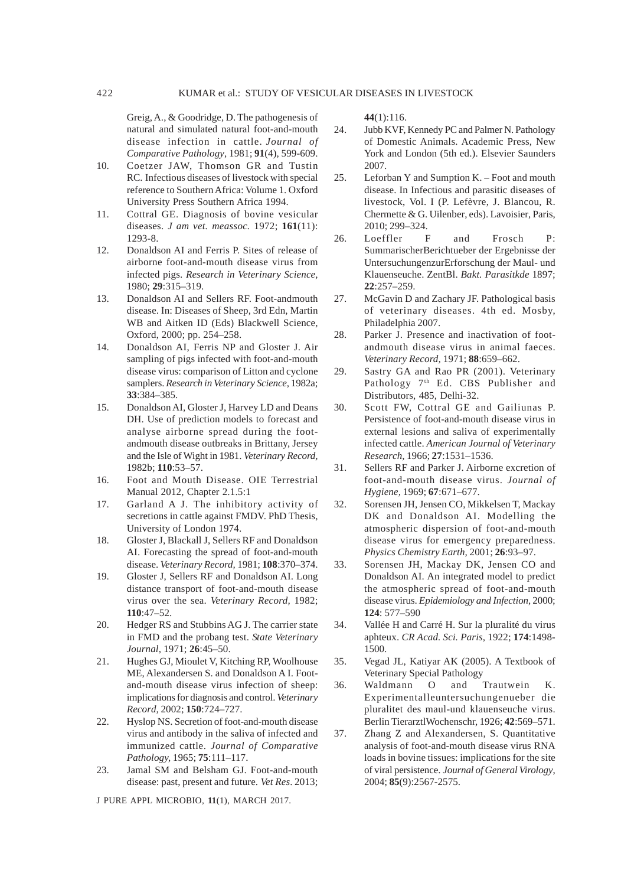Greig, A., & Goodridge, D. The pathogenesis of natural and simulated natural foot-and-mouth disease infection in cattle. *Journal of Comparative Pathology*, 1981; **91**(4), 599-609.

10. Coetzer JAW, Thomson GR and Tustin RC. Infectious diseases of livestock with special reference to Southern Africa: Volume 1. Oxford University Press Southern Africa 1994.
11. Cottral GE. Diagnosis of bovine vesicular diseases. *J am vet. meassoc.* 1972; **161**(11): 1293-8.
12. Donaldson AI and Ferris P. Sites of release of airborne foot-and-mouth disease virus from infected pigs. *Research in Veterinary Science,* 1980; **29**:315–319.
13. Donaldson AI and Sellers RF. Foot-andmouth disease. In: Diseases of Sheep, 3rd Edn, Martin WB and Aitken ID (Eds) Blackwell Science, Oxford, 2000; pp. 254–258.
14. Donaldson AI, Ferris NP and Gloster J. Air sampling of pigs infected with foot-and-mouth disease virus: comparison of Litton and cyclone samplers. *Research in Veterinary Science,* 1982a; **33**:384–385.
15. Donaldson AI, Gloster J, Harvey LD and Deans DH. Use of prediction models to forecast and analyse airborne spread during the footandmouth disease outbreaks in Brittany, Jersey and the Isle of Wight in 1981. *Veterinary Record,* 1982b; **110**:53–57.
16. Foot and Mouth Disease. OIE Terrestrial Manual 2012, Chapter 2.1.5:1
17. Garland A J. The inhibitory activity of secretions in cattle against FMDV. PhD Thesis, University of London 1974.
18. Gloster J, Blackall J, Sellers RF and Donaldson AI. Forecasting the spread of foot-and-mouth disease. *Veterinary Record,* 1981; **108**:370–374.
19. Gloster J, Sellers RF and Donaldson AI. Long distance transport of foot-and-mouth disease virus over the sea. *Veterinary Record,* 1982; **110**:47–52.
20. Hedger RS and Stubbins AG J. The carrier state in FMD and the probang test. *State Veterinary Journal,* 1971; **26**:45–50.
21. Hughes GJ, Mioulet V, Kitching RP, Woolhouse ME, Alexandersen S. and Donaldson A I. Foot-and-mouth disease virus infection of sheep: implications for diagnosis and control. *Veterinary Record,* 2002; **150**:724–727.
22. Hyslop NS. Secretion of foot-and-mouth disease virus and antibody in the saliva of infected and immunized cattle. *Journal of Comparative Pathology,* 1965; **75**:111–117.
23. Jamal SM and Belsham GJ. Foot-and-mouth disease: past, present and future. *Vet Res*. 2013; **44**(1):116.
24. Jubb KVF, Kennedy PC and Palmer N. Pathology of Domestic Animals. Academic Press, New York and London (5th ed.). Elsevier Saunders 2007.
25. Leforban Y and Sumption K. – Foot and mouth disease. In Infectious and parasitic diseases of livestock, Vol. I (P. Lefèvre, J. Blancou, R. Chermette & G. Uilenber, eds). Lavoisier, Paris, 2010; 299–324.
26. Loeffler F and Frosch P: SummarischerBerichtueber der Ergebnisse der UntersuchungenzurErforschung der Maul- und Klauenseuche. ZentBl. *Bakt. Parasitkde* 1897; **22**:257–259.
27. McGavin D and Zachary JF. Pathological basis of veterinary diseases. 4th ed. Mosby, Philadelphia 2007.
28. Parker J. Presence and inactivation of footandmouth disease virus in animal faeces. *Veterinary Record,* 1971; **88**:659–662.
29. Sastry GA and Rao PR (2001). Veterinary Pathology 7th Ed. CBS Publisher and Distributors, 485, Delhi-32.
30. Scott FW, Cottral GE and Gailiunas P. Persistence of foot-and-mouth disease virus in external lesions and saliva of experimentally infected cattle. *American Journal of Veterinary Research,* 1966; **27**:1531–1536.
31. Sellers RF and Parker J. Airborne excretion of foot-and-mouth disease virus. *Journal of Hygiene,* 1969; **67**:671–677.
32. Sorensen JH, Jensen CO, Mikkelsen T, Mackay DK and Donaldson AI. Modelling the atmospheric dispersion of foot-and-mouth disease virus for emergency preparedness. *Physics Chemistry Earth,* 2001; **26**:93–97.
33. Sorensen JH, Mackay DK, Jensen CO and Donaldson AI. An integrated model to predict the atmospheric spread of foot-and-mouth disease virus. *Epidemiology and Infection,* 2000; **124**: 577–590
34. Vallée H and Carré H. Sur la pluralité du virus aphteux. *CR Acad. Sci. Paris,* 1922; **174**:1498-1500.
35. Vegad JL, Katiyar AK (2005). A Textbook of Veterinary Special Pathology
36. Waldmann O and Trautwein K. Experimentalleuntersuchungenueber die pluralitet des maul-und klauenseuche virus. Berlin TierarztlWochenschr, 1926; **42**:569–571.
37. Zhang Z and Alexandersen, S. Quantitative analysis of foot-and-mouth disease virus RNA loads in bovine tissues: implications for the site of viral persistence. *Journal of General Virology,* 2004; **85**(9):2567-2575.